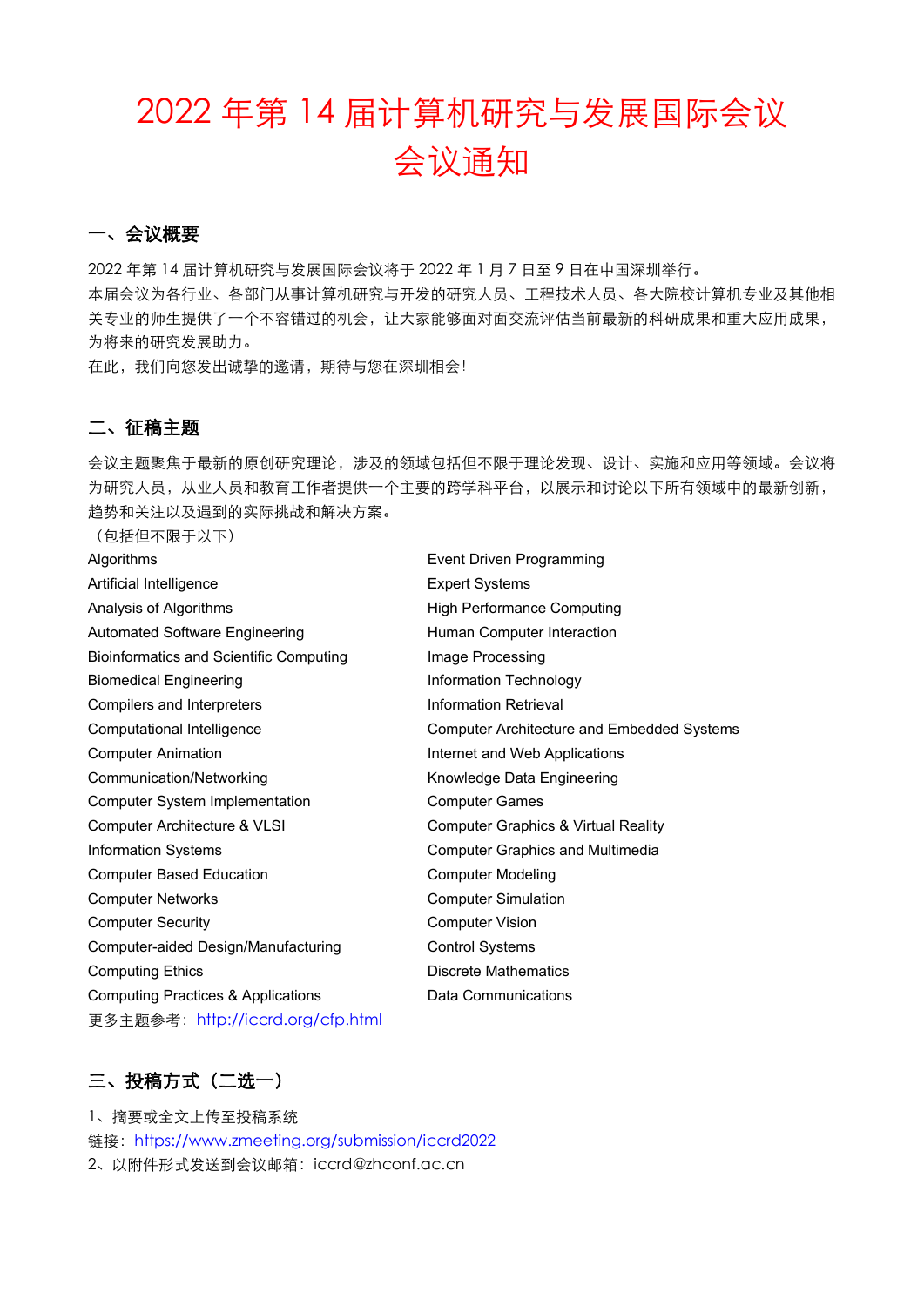# 2022 年第 14 届计算机研究与发展国际会议
# 会议通知

## 一、会议概要

2022 年第 14 届计算机研究与发展国际会议将于 2022 年 1 月 7 日至 9 日在中国深圳举行。
本届会议为各行业、各部门从事计算机研究与开发的研究人员、工程技术人员、各大院校计算机专业及其他相关专业的师生提供了一个不容错过的机会，让大家能够面对面交流评估当前最新的科研成果和重大应用成果，为将来的研究发展助力。
在此，我们向您发出诚挚的邀请，期待与您在深圳相会！

## 二、征稿主题

会议主题聚焦于最新的原创研究理论，涉及的领域包括但不限于理论发现、设计、实施和应用等领域。会议将为研究人员，从业人员和教育工作者提供一个主要的跨学科平台，以展示和讨论以下所有领域中的最新创新，趋势和关注以及遇到的实际挑战和解决方案。
（包括但不限于以下）

Algorithms
Artificial Intelligence
Analysis of Algorithms
Automated Software Engineering
Bioinformatics and Scientific Computing
Biomedical Engineering
Compilers and Interpreters
Computational Intelligence
Computer Animation
Communication/Networking
Computer System Implementation
Computer Architecture & VLSI
Information Systems
Computer Based Education
Computer Networks
Computer Security
Computer-aided Design/Manufacturing
Computing Ethics
Computing Practices & Applications
Event Driven Programming
Expert Systems
High Performance Computing
Human Computer Interaction
Image Processing
Information Technology
Information Retrieval
Computer Architecture and Embedded Systems
Internet and Web Applications
Knowledge Data Engineering
Computer Games
Computer Graphics & Virtual Reality
Computer Graphics and Multimedia
Computer Modeling
Computer Simulation
Computer Vision
Control Systems
Discrete Mathematics
Data Communications

更多主题参考：http://iccrd.org/cfp.html

## 三、投稿方式（二选一）

1、摘要或全文上传至投稿系统
链接：https://www.zmeeting.org/submission/iccrd2022
2、以附件形式发送到会议邮箱：iccrd@zhconf.ac.cn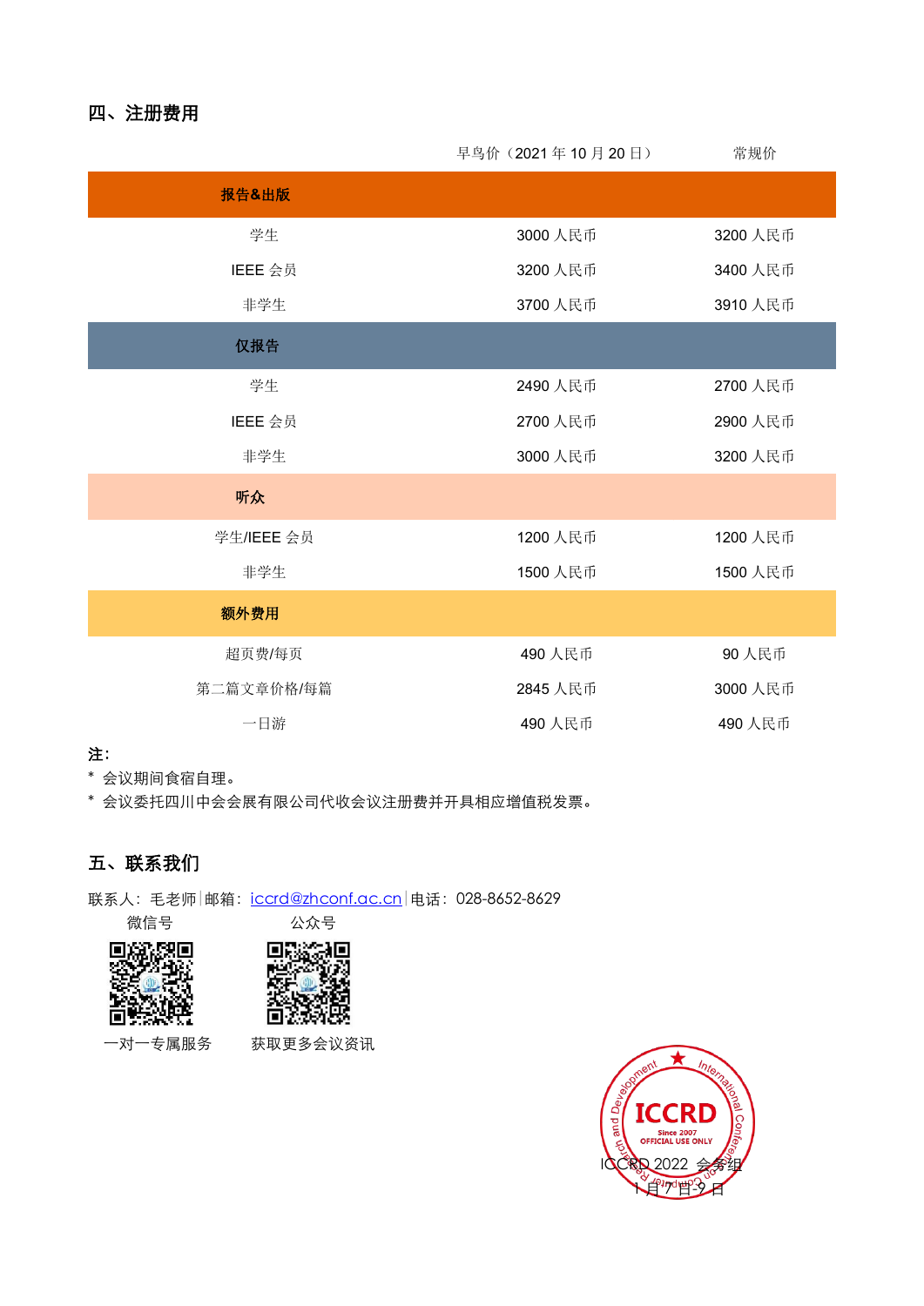## 四、注册费用

| | 早鸟价（2021 年 10 月 20 日） | 常规价 |
|---|---|---|
| **报告&出版** | | |
| 学生 | 3000 人民币 | 3200 人民币 |
| IEEE 会员 | 3200 人民币 | 3400 人民币 |
| 非学生 | 3700 人民币 | 3910 人民币 |
| **仅报告** | | |
| 学生 | 2490 人民币 | 2700 人民币 |
| IEEE 会员 | 2700 人民币 | 2900 人民币 |
| 非学生 | 3000 人民币 | 3200 人民币 |
| **听众** | | |
| 学生/IEEE 会员 | 1200 人民币 | 1200 人民币 |
| 非学生 | 1500 人民币 | 1500 人民币 |
| **额外费用** | | |
| 超页费/每页 | 490 人民币 | 90 人民币 |
| 第二篇文章价格/每篇 | 2845 人民币 | 3000 人民币 |
| 一日游 | 490 人民币 | 490 人民币 |

**注:**

* 会议期间食宿自理。
* 会议委托四川中会会展有限公司代收会议注册费并开具相应增值税发票。

## 五、联系我们

联系人：毛老师|邮箱：iccrd@zhconf.ac.cn|电话：028-8652-8629

微信号　　　　公众号

一对一专属服务　　获取更多会议资讯

ICCRD 2022 会务组

1 月 7 日-9 日